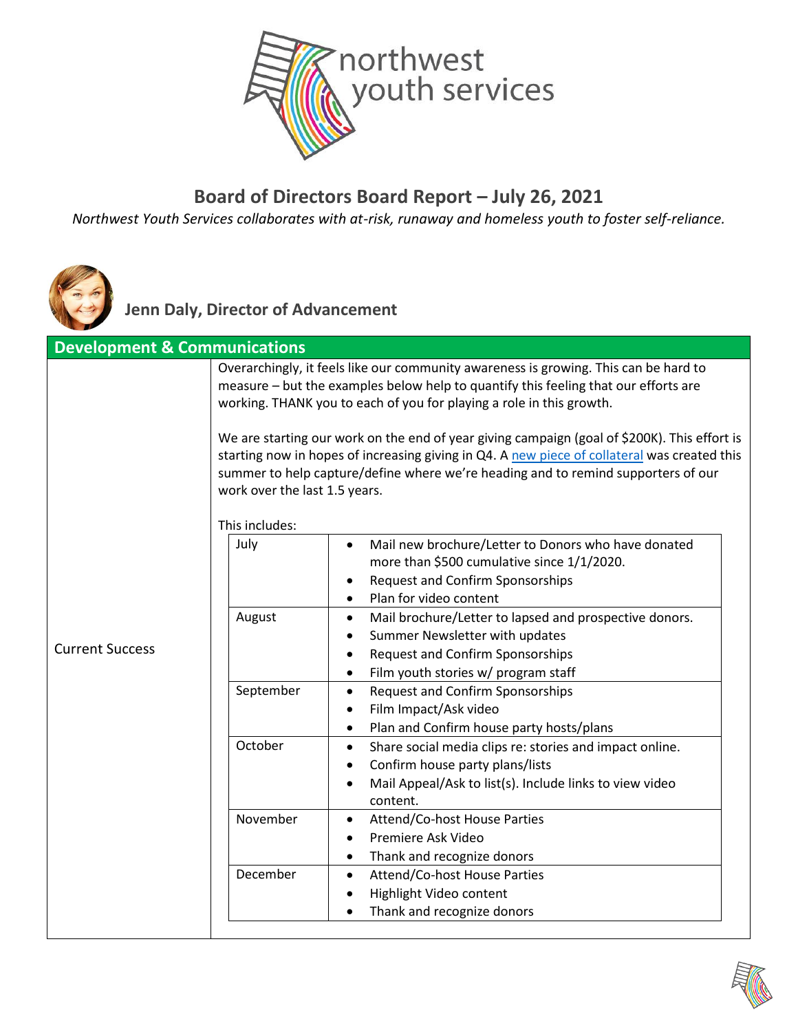# Board of Directors Board Report – July 26, 2021

*Northwest Youth Services collaborates with at-risk, runaway and homeless youth to foster self-reliance.*

## Jenn Daly, Director of Advancement

### Development & Communications

**Current Success**

Overarchingly, it feels like our community awareness is growing. This can be hard to measure – but the examples below help to quantify this feeling that our efforts are working. THANK you to each of you for playing a role in this growth.

We are starting our work on the end of year giving campaign (goal of $200K). This effort is starting now in hopes of increasing giving in Q4. A new piece of collateral was created this summer to help capture/define where we're heading and to remind supporters of our work over the last 1.5 years.

This includes:

| Month | Activities |
|---|---|
| July | • Mail new brochure/Letter to Donors who have donated more than $500 cumulative since 1/1/2020.<br>• Request and Confirm Sponsorships<br>• Plan for video content |
| August | • Mail brochure/Letter to lapsed and prospective donors.<br>• Summer Newsletter with updates<br>• Request and Confirm Sponsorships<br>• Film youth stories w/ program staff |
| September | • Request and Confirm Sponsorships<br>• Film Impact/Ask video<br>• Plan and Confirm house party hosts/plans |
| October | • Share social media clips re: stories and impact online.<br>• Confirm house party plans/lists<br>• Mail Appeal/Ask to list(s). Include links to view video content. |
| November | • Attend/Co-host House Parties<br>• Premiere Ask Video<br>• Thank and recognize donors |
| December | • Attend/Co-host House Parties<br>• Highlight Video content<br>• Thank and recognize donors |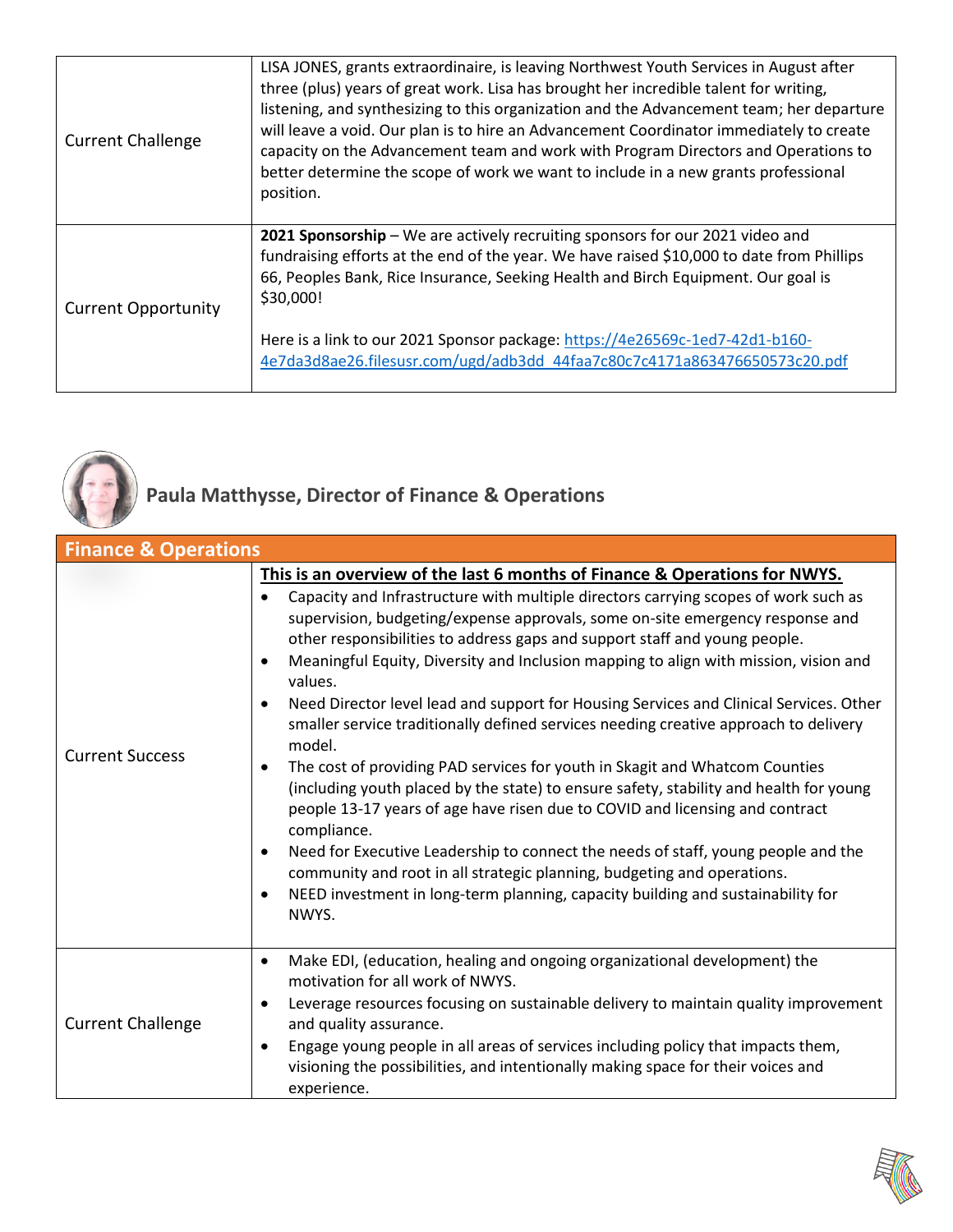| | |
|---|---|
| Current Challenge | LISA JONES, grants extraordinaire, is leaving Northwest Youth Services in August after three (plus) years of great work. Lisa has brought her incredible talent for writing, listening, and synthesizing to this organization and the Advancement team; her departure will leave a void. Our plan is to hire an Advancement Coordinator immediately to create capacity on the Advancement team and work with Program Directors and Operations to better determine the scope of work we want to include in a new grants professional position. |
| Current Opportunity | **2021 Sponsorship** – We are actively recruiting sponsors for our 2021 video and fundraising efforts at the end of the year. We have raised $10,000 to date from Phillips 66, Peoples Bank, Rice Insurance, Seeking Health and Birch Equipment. Our goal is $30,000!<br><br>Here is a link to our 2021 Sponsor package: [https://4e26569c-1ed7-42d1-b160-4e7da3d8ae26.filesusr.com/ugd/adb3dd_44faa7c80c7c4171a863476650573c20.pdf](https://4e26569c-1ed7-42d1-b160-4e7da3d8ae26.filesusr.com/ugd/adb3dd_44faa7c80c7c4171a863476650573c20.pdf) |

## Paula Matthysse, Director of Finance & Operations

| Finance & Operations | |
|---|---|
| Current Success | **<u>This is an overview of the last 6 months of Finance & Operations for NWYS.</u>**<br>• Capacity and Infrastructure with multiple directors carrying scopes of work such as supervision, budgeting/expense approvals, some on-site emergency response and other responsibilities to address gaps and support staff and young people.<br>• Meaningful Equity, Diversity and Inclusion mapping to align with mission, vision and values.<br>• Need Director level lead and support for Housing Services and Clinical Services. Other smaller service traditionally defined services needing creative approach to delivery model.<br>• The cost of providing PAD services for youth in Skagit and Whatcom Counties (including youth placed by the state) to ensure safety, stability and health for young people 13-17 years of age have risen due to COVID and licensing and contract compliance.<br>• Need for Executive Leadership to connect the needs of staff, young people and the community and root in all strategic planning, budgeting and operations.<br>• NEED investment in long-term planning, capacity building and sustainability for NWYS. |
| Current Challenge | • Make EDI, (education, healing and ongoing organizational development) the motivation for all work of NWYS.<br>• Leverage resources focusing on sustainable delivery to maintain quality improvement and quality assurance.<br>• Engage young people in all areas of services including policy that impacts them, visioning the possibilities, and intentionally making space for their voices and experience. |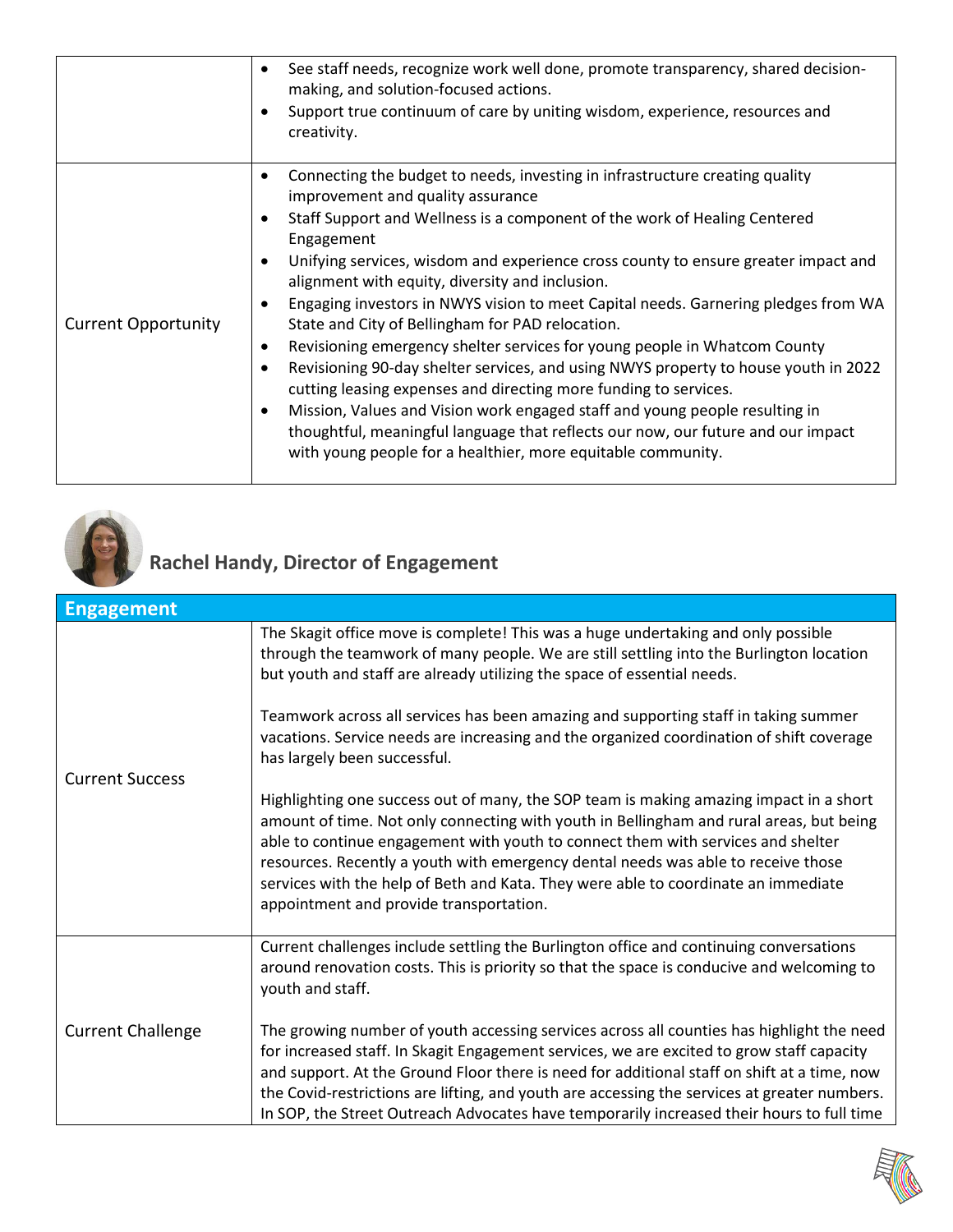| | |
|---|---|
| | • See staff needs, recognize work well done, promote transparency, shared decision-making, and solution-focused actions.<br>• Support true continuum of care by uniting wisdom, experience, resources and creativity. |
| Current Opportunity | • Connecting the budget to needs, investing in infrastructure creating quality improvement and quality assurance<br>• Staff Support and Wellness is a component of the work of Healing Centered Engagement<br>• Unifying services, wisdom and experience cross county to ensure greater impact and alignment with equity, diversity and inclusion.<br>• Engaging investors in NWYS vision to meet Capital needs. Garnering pledges from WA State and City of Bellingham for PAD relocation.<br>• Revisioning emergency shelter services for young people in Whatcom County<br>• Revisioning 90-day shelter services, and using NWYS property to house youth in 2022 cutting leasing expenses and directing more funding to services.<br>• Mission, Values and Vision work engaged staff and young people resulting in thoughtful, meaningful language that reflects our now, our future and our impact with young people for a healthier, more equitable community. |

## Rachel Handy, Director of Engagement

| Engagement | |
|---|---|
| Current Success | The Skagit office move is complete! This was a huge undertaking and only possible through the teamwork of many people. We are still settling into the Burlington location but youth and staff are already utilizing the space of essential needs.<br><br>Teamwork across all services has been amazing and supporting staff in taking summer vacations. Service needs are increasing and the organized coordination of shift coverage has largely been successful.<br><br>Highlighting one success out of many, the SOP team is making amazing impact in a short amount of time. Not only connecting with youth in Bellingham and rural areas, but being able to continue engagement with youth to connect them with services and shelter resources. Recently a youth with emergency dental needs was able to receive those services with the help of Beth and Kata. They were able to coordinate an immediate appointment and provide transportation. |
| Current Challenge | Current challenges include settling the Burlington office and continuing conversations around renovation costs. This is priority so that the space is conducive and welcoming to youth and staff.<br><br>The growing number of youth accessing services across all counties has highlight the need for increased staff. In Skagit Engagement services, we are excited to grow staff capacity and support. At the Ground Floor there is need for additional staff on shift at a time, now the Covid-restrictions are lifting, and youth are accessing the services at greater numbers. In SOP, the Street Outreach Advocates have temporarily increased their hours to full time |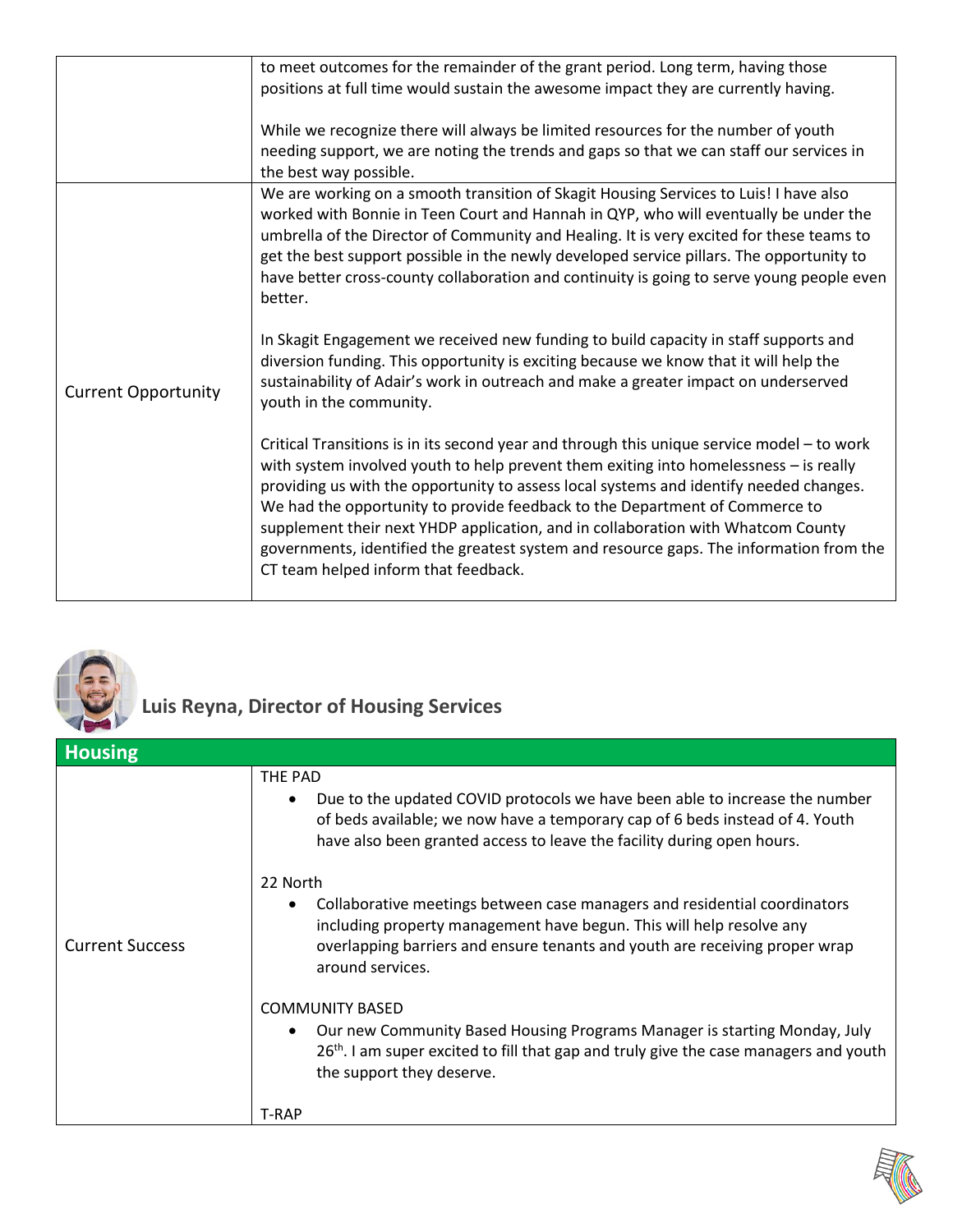| | |
|---|---|
| | to meet outcomes for the remainder of the grant period. Long term, having those positions at full time would sustain the awesome impact they are currently having.<br><br>While we recognize there will always be limited resources for the number of youth needing support, we are noting the trends and gaps so that we can staff our services in the best way possible. |
| Current Opportunity | We are working on a smooth transition of Skagit Housing Services to Luis! I have also worked with Bonnie in Teen Court and Hannah in QYP, who will eventually be under the umbrella of the Director of Community and Healing. It is very excited for these teams to get the best support possible in the newly developed service pillars. The opportunity to have better cross-county collaboration and continuity is going to serve young people even better.<br><br>In Skagit Engagement we received new funding to build capacity in staff supports and diversion funding. This opportunity is exciting because we know that it will help the sustainability of Adair's work in outreach and make a greater impact on underserved youth in the community.<br><br>Critical Transitions is in its second year and through this unique service model – to work with system involved youth to help prevent them exiting into homelessness – is really providing us with the opportunity to assess local systems and identify needed changes. We had the opportunity to provide feedback to the Department of Commerce to supplement their next YHDP application, and in collaboration with Whatcom County governments, identified the greatest system and resource gaps. The information from the CT team helped inform that feedback. |

## Luis Reyna, Director of Housing Services

| Housing | |
|---|---|
| Current Success | THE PAD<br>• Due to the updated COVID protocols we have been able to increase the number of beds available; we now have a temporary cap of 6 beds instead of 4. Youth have also been granted access to leave the facility during open hours.<br><br>22 North<br>• Collaborative meetings between case managers and residential coordinators including property management have begun. This will help resolve any overlapping barriers and ensure tenants and youth are receiving proper wrap around services.<br><br>COMMUNITY BASED<br>• Our new Community Based Housing Programs Manager is starting Monday, July 26th. I am super excited to fill that gap and truly give the case managers and youth the support they deserve.<br><br>T-RAP |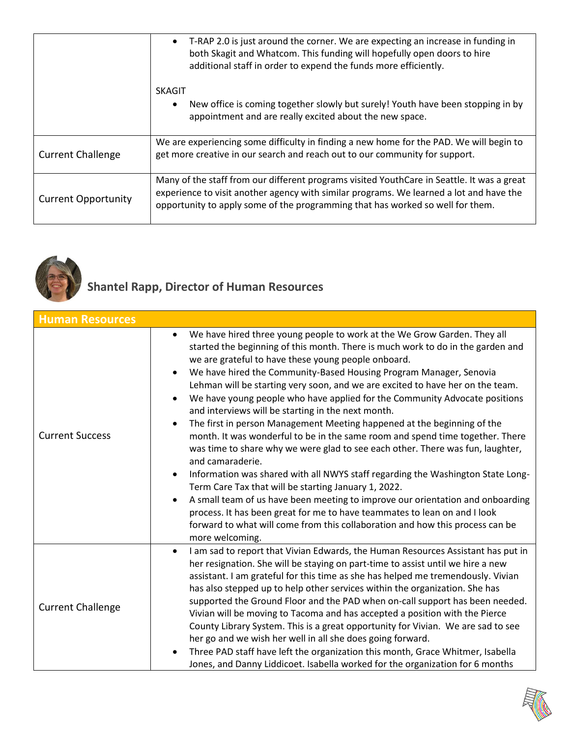| | |
|---|---|
| | • T-RAP 2.0 is just around the corner. We are expecting an increase in funding in both Skagit and Whatcom. This funding will hopefully open doors to hire additional staff in order to expend the funds more efficiently.<br><br>SKAGIT<br>• New office is coming together slowly but surely! Youth have been stopping in by appointment and are really excited about the new space. |
| Current Challenge | We are experiencing some difficulty in finding a new home for the PAD. We will begin to get more creative in our search and reach out to our community for support. |
| Current Opportunity | Many of the staff from our different programs visited YouthCare in Seattle. It was a great experience to visit another agency with similar programs. We learned a lot and have the opportunity to apply some of the programming that has worked so well for them. |

## Shantel Rapp, Director of Human Resources

| Human Resources | |
|---|---|
| Current Success | • We have hired three young people to work at the We Grow Garden. They all started the beginning of this month. There is much work to do in the garden and we are grateful to have these young people onboard.<br>• We have hired the Community-Based Housing Program Manager, Senovia Lehman will be starting very soon, and we are excited to have her on the team.<br>• We have young people who have applied for the Community Advocate positions and interviews will be starting in the next month.<br>• The first in person Management Meeting happened at the beginning of the month. It was wonderful to be in the same room and spend time together. There was time to share why we were glad to see each other. There was fun, laughter, and camaraderie.<br>• Information was shared with all NWYS staff regarding the Washington State Long-Term Care Tax that will be starting January 1, 2022.<br>• A small team of us have been meeting to improve our orientation and onboarding process. It has been great for me to have teammates to lean on and I look forward to what will come from this collaboration and how this process can be more welcoming. |
| Current Challenge | • I am sad to report that Vivian Edwards, the Human Resources Assistant has put in her resignation. She will be staying on part-time to assist until we hire a new assistant. I am grateful for this time as she has helped me tremendously. Vivian has also stepped up to help other services within the organization. She has supported the Ground Floor and the PAD when on-call support has been needed. Vivian will be moving to Tacoma and has accepted a position with the Pierce County Library System. This is a great opportunity for Vivian. We are sad to see her go and we wish her well in all she does going forward.<br>• Three PAD staff have left the organization this month, Grace Whitmer, Isabella Jones, and Danny Liddicoet. Isabella worked for the organization for 6 months |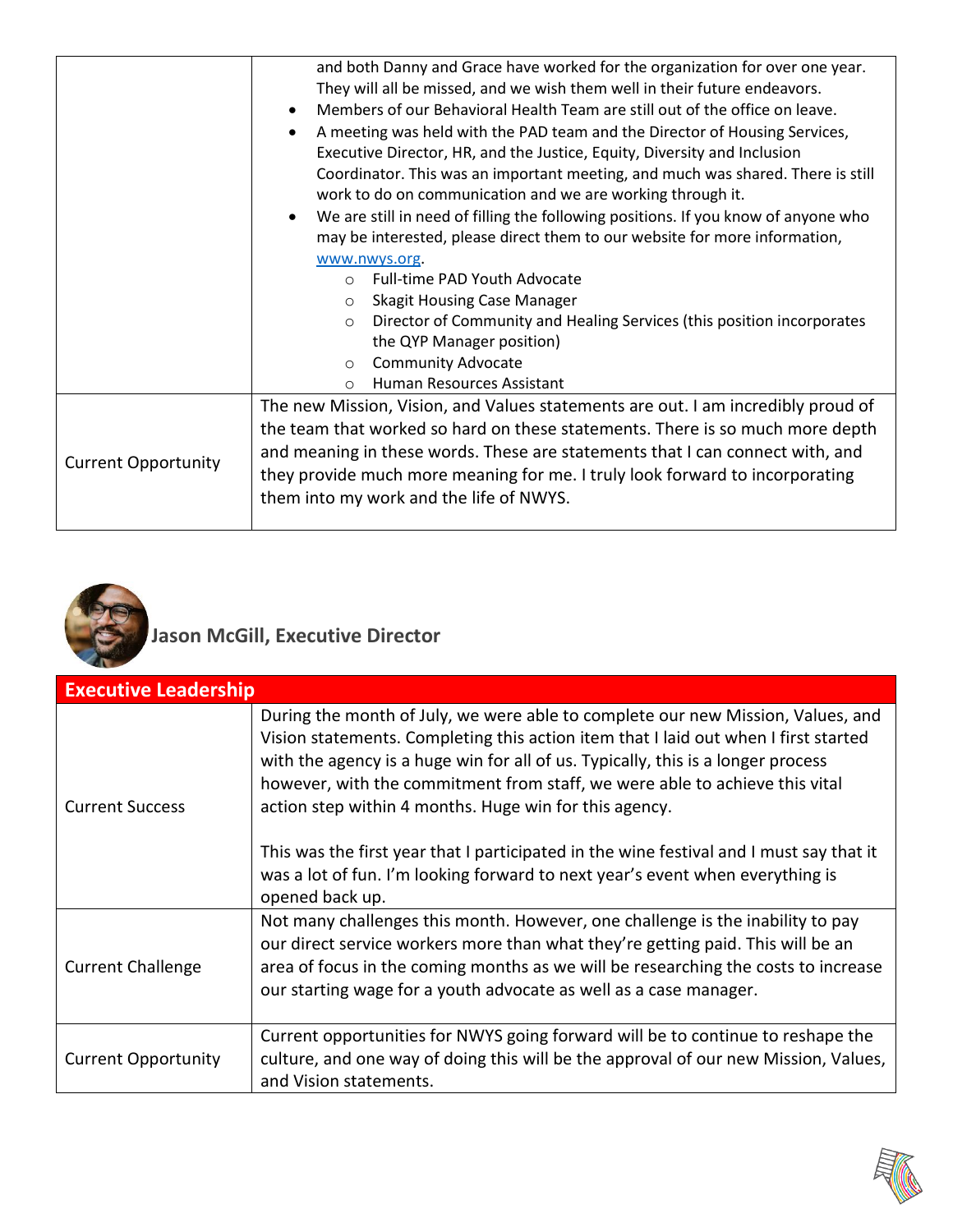| | |
|---|---|
| | and both Danny and Grace have worked for the organization for over one year. They will all be missed, and we wish them well in their future endeavors.<br>• Members of our Behavioral Health Team are still out of the office on leave.<br>• A meeting was held with the PAD team and the Director of Housing Services, Executive Director, HR, and the Justice, Equity, Diversity and Inclusion Coordinator. This was an important meeting, and much was shared. There is still work to do on communication and we are working through it.<br>• We are still in need of filling the following positions. If you know of anyone who may be interested, please direct them to our website for more information, www.nwys.org.<br>  ○ Full-time PAD Youth Advocate<br>  ○ Skagit Housing Case Manager<br>  ○ Director of Community and Healing Services (this position incorporates the QYP Manager position)<br>  ○ Community Advocate<br>  ○ Human Resources Assistant |
| Current Opportunity | The new Mission, Vision, and Values statements are out. I am incredibly proud of the team that worked so hard on these statements. There is so much more depth and meaning in these words. These are statements that I can connect with, and they provide much more meaning for me. I truly look forward to incorporating them into my work and the life of NWYS. |

## Jason McGill, Executive Director

| Executive Leadership | |
|---|---|
| Current Success | During the month of July, we were able to complete our new Mission, Values, and Vision statements. Completing this action item that I laid out when I first started with the agency is a huge win for all of us. Typically, this is a longer process however, with the commitment from staff, we were able to achieve this vital action step within 4 months. Huge win for this agency.<br><br>This was the first year that I participated in the wine festival and I must say that it was a lot of fun. I'm looking forward to next year's event when everything is opened back up. |
| Current Challenge | Not many challenges this month. However, one challenge is the inability to pay our direct service workers more than what they're getting paid. This will be an area of focus in the coming months as we will be researching the costs to increase our starting wage for a youth advocate as well as a case manager. |
| Current Opportunity | Current opportunities for NWYS going forward will be to continue to reshape the culture, and one way of doing this will be the approval of our new Mission, Values, and Vision statements. |